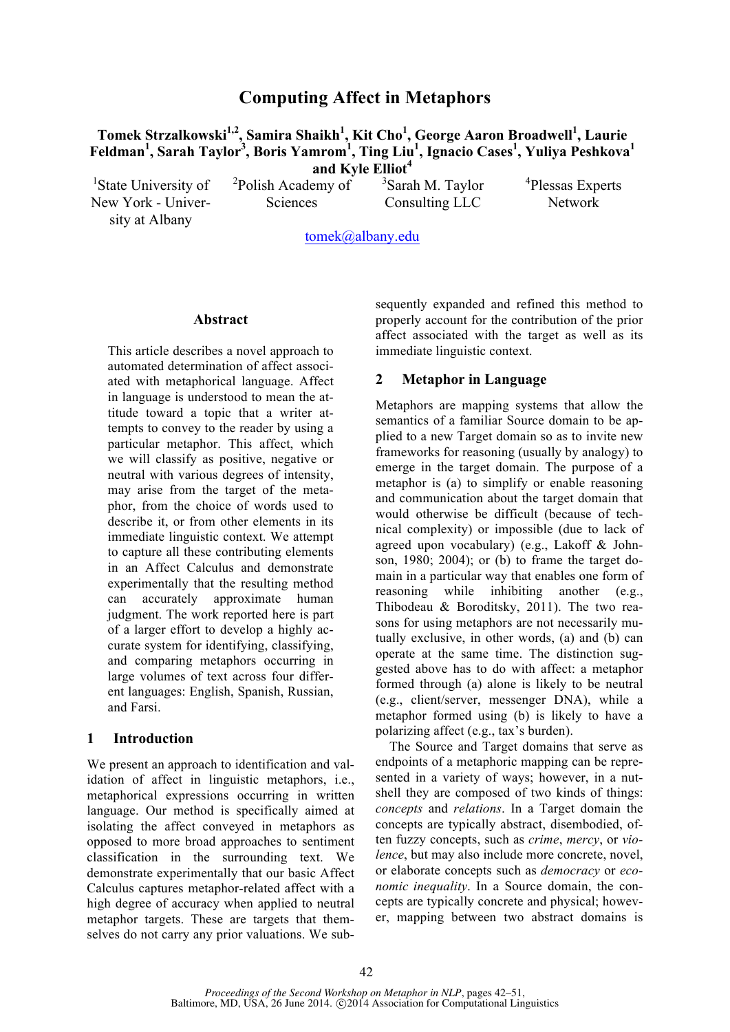# Computing Affect in Metaphors

**Tomek Strzalkowski[1,2], Samira Shaikh[1], Kit Cho[1], George Aaron Broadwell[1], Laurie Feldman[1], Sarah Taylor[3], Boris Yamrom[1], Ting Liu[1], Ignacio Cases[1], Yuliya Peshkova[1] and Kyle Elliot[4]**

[1]State University of New York - University at Albany

[2]Polish Academy of Sciences

[3]Sarah M. Taylor Consulting LLC

[4]Plessas Experts Network

tomek@albany.edu

## Abstract

This article describes a novel approach to automated determination of affect associated with metaphorical language. Affect in language is understood to mean the attitude toward a topic that a writer attempts to convey to the reader by using a particular metaphor. This affect, which we will classify as positive, negative or neutral with various degrees of intensity, may arise from the target of the metaphor, from the choice of words used to describe it, or from other elements in its immediate linguistic context. We attempt to capture all these contributing elements in an Affect Calculus and demonstrate experimentally that the resulting method can accurately approximate human judgment. The work reported here is part of a larger effort to develop a highly accurate system for identifying, classifying, and comparing metaphors occurring in large volumes of text across four different languages: English, Spanish, Russian, and Farsi.

## 1 Introduction

We present an approach to identification and validation of affect in linguistic metaphors, i.e., metaphorical expressions occurring in written language. Our method is specifically aimed at isolating the affect conveyed in metaphors as opposed to more broad approaches to sentiment classification in the surrounding text. We demonstrate experimentally that our basic Affect Calculus captures metaphor-related affect with a high degree of accuracy when applied to neutral metaphor targets. These are targets that themselves do not carry any prior valuations. We subsequently expanded and refined this method to properly account for the contribution of the prior affect associated with the target as well as its immediate linguistic context.

## 2 Metaphor in Language

Metaphors are mapping systems that allow the semantics of a familiar Source domain to be applied to a new Target domain so as to invite new frameworks for reasoning (usually by analogy) to emerge in the target domain. The purpose of a metaphor is (a) to simplify or enable reasoning and communication about the target domain that would otherwise be difficult (because of technical complexity) or impossible (due to lack of agreed upon vocabulary) (e.g., Lakoff & Johnson, 1980; 2004); or (b) to frame the target domain in a particular way that enables one form of reasoning while inhibiting another (e.g., Thibodeau & Boroditsky, 2011). The two reasons for using metaphors are not necessarily mutually exclusive, in other words, (a) and (b) can operate at the same time. The distinction suggested above has to do with affect: a metaphor formed through (a) alone is likely to be neutral (e.g., client/server, messenger DNA), while a metaphor formed using (b) is likely to have a polarizing affect (e.g., tax's burden).

The Source and Target domains that serve as endpoints of a metaphoric mapping can be represented in a variety of ways; however, in a nutshell they are composed of two kinds of things: *concepts* and *relations*. In a Target domain the concepts are typically abstract, disembodied, often fuzzy concepts, such as *crime*, *mercy*, or *violence*, but may also include more concrete, novel, or elaborate concepts such as *democracy* or *economic inequality*. In a Source domain, the concepts are typically concrete and physical; however, mapping between two abstract domains is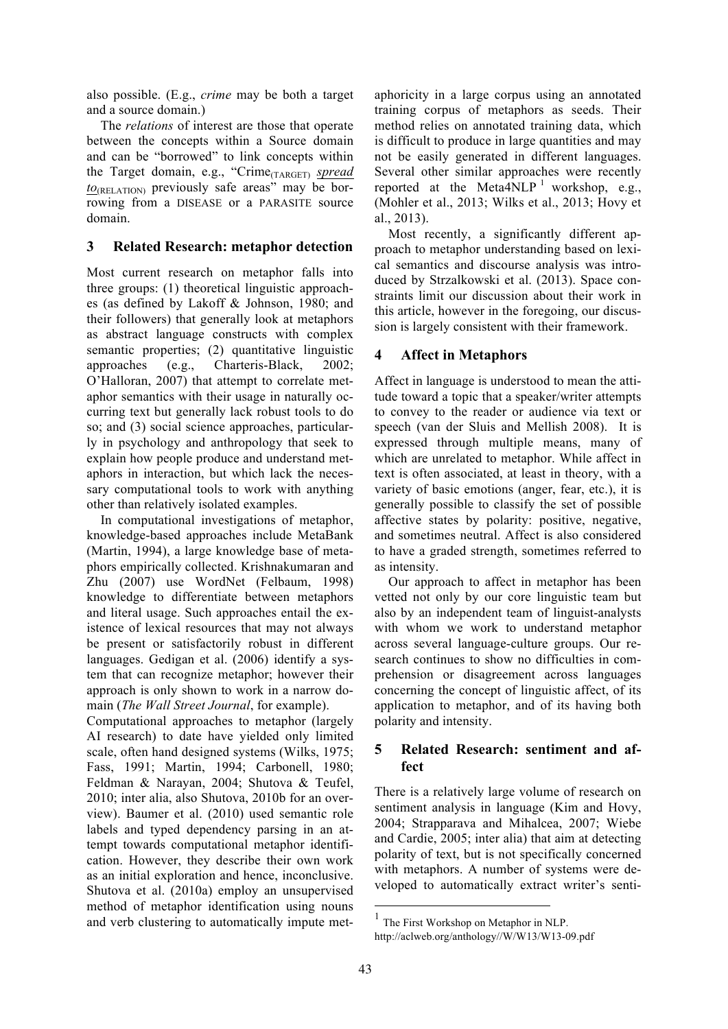also possible. (E.g., *crime* may be both a target and a source domain.)

The *relations* of interest are those that operate between the concepts within a Source domain and can be "borrowed" to link concepts within the Target domain, e.g., "Crime$_{\text{(TARGET)}}$ *spread to*$_{\text{(RELATION)}}$ previously safe areas" may be borrowing from a DISEASE or a PARASITE source domain.

## 3 Related Research: metaphor detection

Most current research on metaphor falls into three groups: (1) theoretical linguistic approaches (as defined by Lakoff & Johnson, 1980; and their followers) that generally look at metaphors as abstract language constructs with complex semantic properties; (2) quantitative linguistic approaches (e.g., Charteris-Black, 2002; O'Halloran, 2007) that attempt to correlate metaphor semantics with their usage in naturally occurring text but generally lack robust tools to do so; and (3) social science approaches, particularly in psychology and anthropology that seek to explain how people produce and understand metaphors in interaction, but which lack the necessary computational tools to work with anything other than relatively isolated examples.

In computational investigations of metaphor, knowledge-based approaches include MetaBank (Martin, 1994), a large knowledge base of metaphors empirically collected. Krishnakumaran and Zhu (2007) use WordNet (Felbaum, 1998) knowledge to differentiate between metaphors and literal usage. Such approaches entail the existence of lexical resources that may not always be present or satisfactorily robust in different languages. Gedigan et al. (2006) identify a system that can recognize metaphor; however their approach is only shown to work in a narrow domain (*The Wall Street Journal*, for example).

Computational approaches to metaphor (largely AI research) to date have yielded only limited scale, often hand designed systems (Wilks, 1975; Fass, 1991; Martin, 1994; Carbonell, 1980; Feldman & Narayan, 2004; Shutova & Teufel, 2010; inter alia, also Shutova, 2010b for an overview). Baumer et al. (2010) used semantic role labels and typed dependency parsing in an attempt towards computational metaphor identification. However, they describe their own work as an initial exploration and hence, inconclusive. Shutova et al. (2010a) employ an unsupervised method of metaphor identification using nouns and verb clustering to automatically impute metaphoricity in a large corpus using an annotated training corpus of metaphors as seeds. Their method relies on annotated training data, which is difficult to produce in large quantities and may not be easily generated in different languages. Several other similar approaches were recently reported at the Meta4NLP [1] workshop, e.g., (Mohler et al., 2013; Wilks et al., 2013; Hovy et al., 2013).

Most recently, a significantly different approach to metaphor understanding based on lexical semantics and discourse analysis was introduced by Strzalkowski et al. (2013). Space constraints limit our discussion about their work in this article, however in the foregoing, our discussion is largely consistent with their framework.

## 4 Affect in Metaphors

Affect in language is understood to mean the attitude toward a topic that a speaker/writer attempts to convey to the reader or audience via text or speech (van der Sluis and Mellish 2008). It is expressed through multiple means, many of which are unrelated to metaphor. While affect in text is often associated, at least in theory, with a variety of basic emotions (anger, fear, etc.), it is generally possible to classify the set of possible affective states by polarity: positive, negative, and sometimes neutral. Affect is also considered to have a graded strength, sometimes referred to as intensity.

Our approach to affect in metaphor has been vetted not only by our core linguistic team but also by an independent team of linguist-analysts with whom we work to understand metaphor across several language-culture groups. Our research continues to show no difficulties in comprehension or disagreement across languages concerning the concept of linguistic affect, of its application to metaphor, and of its having both polarity and intensity.

## 5 Related Research: sentiment and affect

There is a relatively large volume of research on sentiment analysis in language (Kim and Hovy, 2004; Strapparava and Mihalcea, 2007; Wiebe and Cardie, 2005; inter alia) that aim at detecting polarity of text, but is not specifically concerned with metaphors. A number of systems were developed to automatically extract writer's senti-

[1] The First Workshop on Metaphor in NLP. http://aclweb.org/anthology//W/W13/W13-09.pdf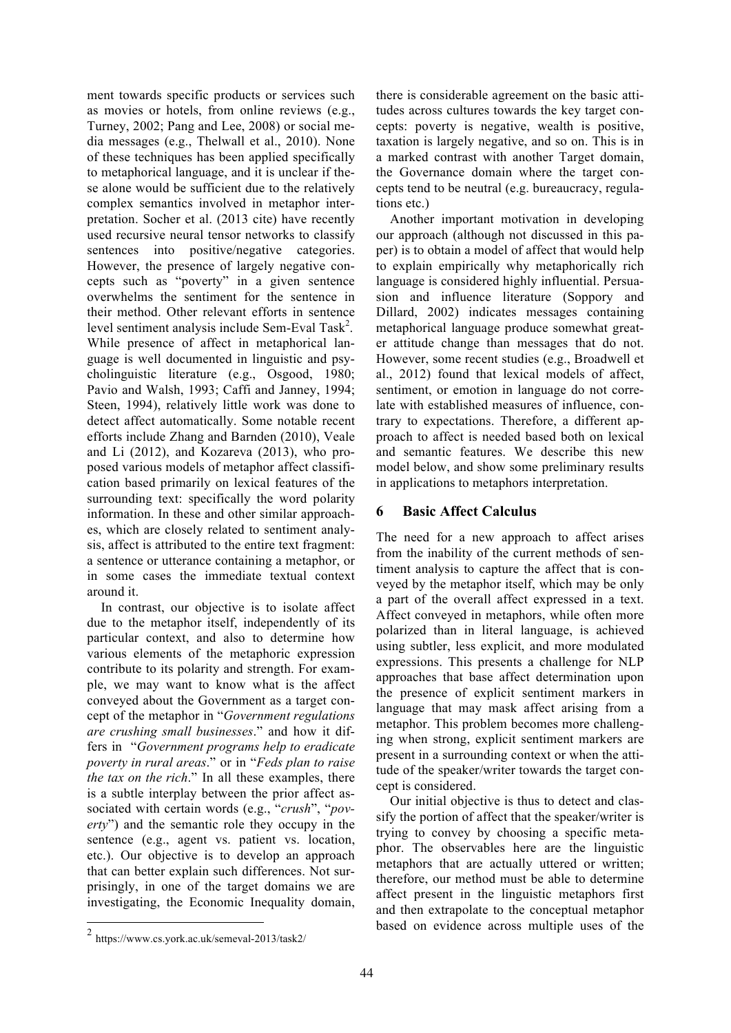ment towards specific products or services such as movies or hotels, from online reviews (e.g., Turney, 2002; Pang and Lee, 2008) or social media messages (e.g., Thelwall et al., 2010). None of these techniques has been applied specifically to metaphorical language, and it is unclear if these alone would be sufficient due to the relatively complex semantics involved in metaphor interpretation. Socher et al. (2013 cite) have recently used recursive neural tensor networks to classify sentences into positive/negative categories. However, the presence of largely negative concepts such as "poverty" in a given sentence overwhelms the sentiment for the sentence in their method. Other relevant efforts in sentence level sentiment analysis include Sem-Eval Task[2]. While presence of affect in metaphorical language is well documented in linguistic and psycholinguistic literature (e.g., Osgood, 1980; Pavio and Walsh, 1993; Caffi and Janney, 1994; Steen, 1994), relatively little work was done to detect affect automatically. Some notable recent efforts include Zhang and Barnden (2010), Veale and Li (2012), and Kozareva (2013), who proposed various models of metaphor affect classification based primarily on lexical features of the surrounding text: specifically the word polarity information. In these and other similar approaches, which are closely related to sentiment analysis, affect is attributed to the entire text fragment: a sentence or utterance containing a metaphor, or in some cases the immediate textual context around it.

In contrast, our objective is to isolate affect due to the metaphor itself, independently of its particular context, and also to determine how various elements of the metaphoric expression contribute to its polarity and strength. For example, we may want to know what is the affect conveyed about the Government as a target concept of the metaphor in "*Government regulations are crushing small businesses*." and how it differs in "*Government programs help to eradicate poverty in rural areas*." or in "*Feds plan to raise the tax on the rich*." In all these examples, there is a subtle interplay between the prior affect associated with certain words (e.g., "*crush*", "*poverty*") and the semantic role they occupy in the sentence (e.g., agent vs. patient vs. location, etc.). Our objective is to develop an approach that can better explain such differences. Not surprisingly, in one of the target domains we are investigating, the Economic Inequality domain, there is considerable agreement on the basic attitudes across cultures towards the key target concepts: poverty is negative, wealth is positive, taxation is largely negative, and so on. This is in a marked contrast with another Target domain, the Governance domain where the target concepts tend to be neutral (e.g. bureaucracy, regulations etc.)

Another important motivation in developing our approach (although not discussed in this paper) is to obtain a model of affect that would help to explain empirically why metaphorically rich language is considered highly influential. Persuasion and influence literature (Soppory and Dillard, 2002) indicates messages containing metaphorical language produce somewhat greater attitude change than messages that do not. However, some recent studies (e.g., Broadwell et al., 2012) found that lexical models of affect, sentiment, or emotion in language do not correlate with established measures of influence, contrary to expectations. Therefore, a different approach to affect is needed based both on lexical and semantic features. We describe this new model below, and show some preliminary results in applications to metaphors interpretation.

## 6 Basic Affect Calculus

The need for a new approach to affect arises from the inability of the current methods of sentiment analysis to capture the affect that is conveyed by the metaphor itself, which may be only a part of the overall affect expressed in a text. Affect conveyed in metaphors, while often more polarized than in literal language, is achieved using subtler, less explicit, and more modulated expressions. This presents a challenge for NLP approaches that base affect determination upon the presence of explicit sentiment markers in language that may mask affect arising from a metaphor. This problem becomes more challenging when strong, explicit sentiment markers are present in a surrounding context or when the attitude of the speaker/writer towards the target concept is considered.

Our initial objective is thus to detect and classify the portion of affect that the speaker/writer is trying to convey by choosing a specific metaphor. The observables here are the linguistic metaphors that are actually uttered or written; therefore, our method must be able to determine affect present in the linguistic metaphors first and then extrapolate to the conceptual metaphor based on evidence across multiple uses of the

[2] https://www.cs.york.ac.uk/semeval-2013/task2/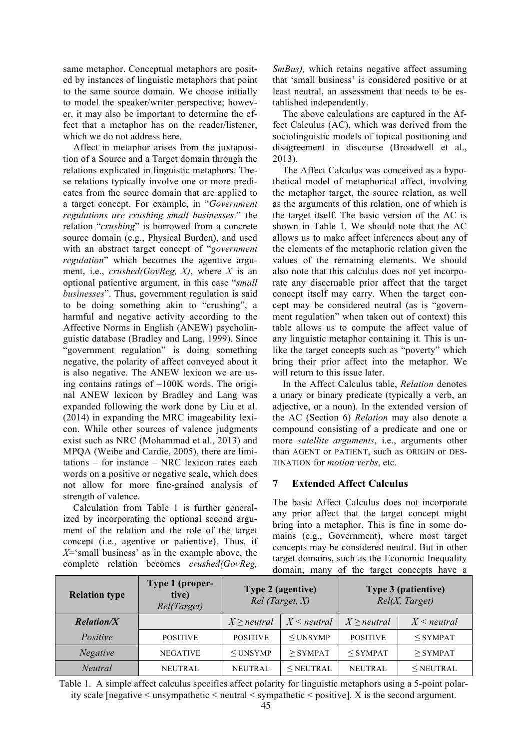same metaphor. Conceptual metaphors are posited by instances of linguistic metaphors that point to the same source domain. We choose initially to model the speaker/writer perspective; however, it may also be important to determine the effect that a metaphor has on the reader/listener, which we do not address here.

Affect in metaphor arises from the juxtaposition of a Source and a Target domain through the relations explicated in linguistic metaphors. These relations typically involve one or more predicates from the source domain that are applied to a target concept. For example, in "*Government regulations are crushing small businesses*." the relation "*crushing*" is borrowed from a concrete source domain (e.g., Physical Burden), and used with an abstract target concept of "*government regulation*" which becomes the agentive argument, i.e., *crushed(GovReg, X)*, where *X* is an optional patientive argument, in this case "*small businesses*". Thus, government regulation is said to be doing something akin to "crushing", a harmful and negative activity according to the Affective Norms in English (ANEW) psycholinguistic database (Bradley and Lang, 1999). Since "government regulation" is doing something negative, the polarity of affect conveyed about it is also negative. The ANEW lexicon we are using contains ratings of ~100K words. The original ANEW lexicon by Bradley and Lang was expanded following the work done by Liu et al. (2014) in expanding the MRC imageability lexicon. While other sources of valence judgments exist such as NRC (Mohammad et al., 2013) and MPQA (Weibe and Cardie, 2005), there are limitations – for instance – NRC lexicon rates each words on a positive or negative scale, which does not allow for more fine-grained analysis of strength of valence.

Calculation from Table 1 is further generalized by incorporating the optional second argument of the relation and the role of the target concept (i.e., agentive or patientive). Thus, if *X*='small business' as in the example above, the complete relation becomes *crushed(GovReg, SmBus),* which retains negative affect assuming that 'small business' is considered positive or at least neutral, an assessment that needs to be established independently.

The above calculations are captured in the Affect Calculus (AC), which was derived from the sociolinguistic models of topical positioning and disagreement in discourse (Broadwell et al., 2013).

The Affect Calculus was conceived as a hypothetical model of metaphorical affect, involving the metaphor target, the source relation, as well as the arguments of this relation, one of which is the target itself. The basic version of the AC is shown in Table 1. We should note that the AC allows us to make affect inferences about any of the elements of the metaphoric relation given the values of the remaining elements. We should also note that this calculus does not yet incorporate any discernable prior affect that the target concept itself may carry. When the target concept may be considered neutral (as is "government regulation" when taken out of context) this table allows us to compute the affect value of any linguistic metaphor containing it. This is unlike the target concepts such as "poverty" which bring their prior affect into the metaphor. We will return to this issue later.

In the Affect Calculus table, *Relation* denotes a unary or binary predicate (typically a verb, an adjective, or a noun). In the extended version of the AC (Section 6) *Relation* may also denote a compound consisting of a predicate and one or more *satellite arguments*, i.e., arguments other than AGENT or PATIENT, such as ORIGIN or DESTINATION for *motion verbs*, etc.

## 7 Extended Affect Calculus

The basic Affect Calculus does not incorporate any prior affect that the target concept might bring into a metaphor. This is fine in some domains (e.g., Government), where most target concepts may be considered neutral. But in other target domains, such as the Economic Inequality domain, many of the target concepts have a

| Relation type | Type 1 (propertive) *Rel(Target)* | Type 2 (agentive) *Rel (Target, X)* | | Type 3 (patientive) *Rel(X, Target)* | |
|---|---|---|---|---|---|
| ***Relation/X*** | | $X \geq$ *neutral* | $X <$ *neutral* | $X \geq$ *neutral* | $X <$ *neutral* |
| *Positive* | POSITIVE | POSITIVE | $\leq$ UNSYMP | POSITIVE | $\leq$ SYMPAT |
| *Negative* | NEGATIVE | $\leq$ UNSYMP | $\geq$ SYMPAT | $\leq$ SYMPAT | $\geq$ SYMPAT |
| *Neutral* | NEUTRAL | NEUTRAL | $\leq$ NEUTRAL | NEUTRAL | $\leq$ NEUTRAL |

Table 1. A simple affect calculus specifies affect polarity for linguistic metaphors using a 5-point polarity scale [negative < unsympathetic < neutral < sympathetic < positive]. X is the second argument.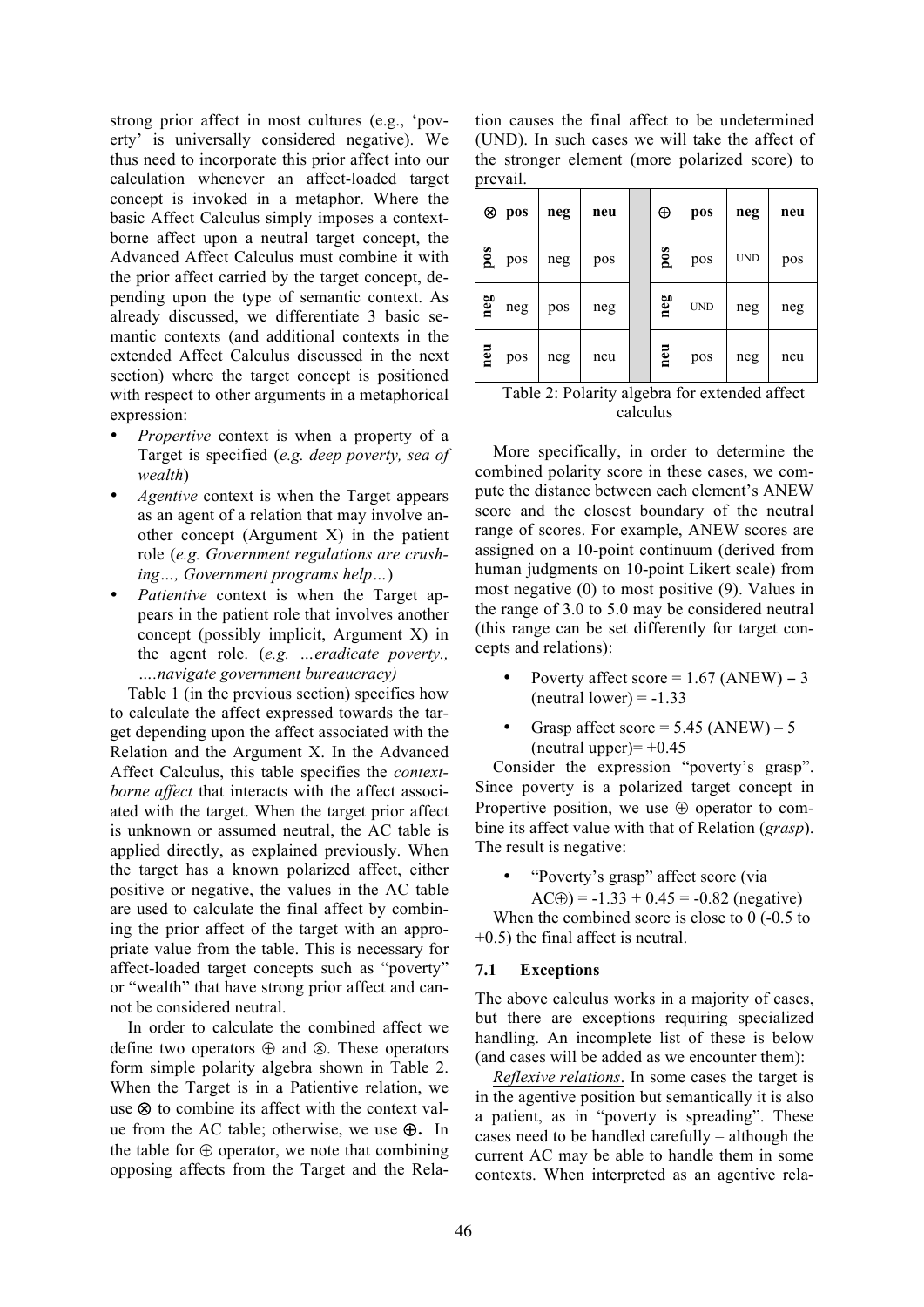strong prior affect in most cultures (e.g., 'poverty' is universally considered negative). We thus need to incorporate this prior affect into our calculation whenever an affect-loaded target concept is invoked in a metaphor. Where the basic Affect Calculus simply imposes a context-borne affect upon a neutral target concept, the Advanced Affect Calculus must combine it with the prior affect carried by the target concept, depending upon the type of semantic context. As already discussed, we differentiate 3 basic semantic contexts (and additional contexts in the extended Affect Calculus discussed in the next section) where the target concept is positioned with respect to other arguments in a metaphorical expression:

- *Propertive* context is when a property of a Target is specified (*e.g. deep poverty, sea of wealth*)
- *Agentive* context is when the Target appears as an agent of a relation that may involve another concept (Argument X) in the patient role (*e.g. Government regulations are crushing…, Government programs help…*)
- *Patientive* context is when the Target appears in the patient role that involves another concept (possibly implicit, Argument X) in the agent role. (*e.g. …eradicate poverty., ….navigate government bureaucracy)*

Table 1 (in the previous section) specifies how to calculate the affect expressed towards the target depending upon the affect associated with the Relation and the Argument X. In the Advanced Affect Calculus, this table specifies the *context-borne affect* that interacts with the affect associated with the target. When the target prior affect is unknown or assumed neutral, the AC table is applied directly, as explained previously. When the target has a known polarized affect, either positive or negative, the values in the AC table are used to calculate the final affect by combining the prior affect of the target with an appropriate value from the table. This is necessary for affect-loaded target concepts such as "poverty" or "wealth" that have strong prior affect and cannot be considered neutral.

In order to calculate the combined affect we define two operators ⊕ and ⊗. These operators form simple polarity algebra shown in Table 2. When the Target is in a Patientive relation, we use ⊗ to combine its affect with the context value from the AC table; otherwise, we use **⊕**. In the table for ⊕ operator, we note that combining opposing affects from the Target and the Relation causes the final affect to be undetermined (UND). In such cases we will take the affect of the stronger element (more polarized score) to prevail.

| ⊗ | pos | neg | neu | | ⊕ | pos | neg | neu |
|---|---|---|---|---|---|---|---|---|
| **pos** | pos | neg | pos | | **pos** | pos | UND | pos |
| **neg** | neg | pos | neg | | **neg** | UND | neg | neg |
| **neu** | pos | neg | neu | | **neu** | pos | neg | neu |

Table 2: Polarity algebra for extended affect calculus

More specifically, in order to determine the combined polarity score in these cases, we compute the distance between each element's ANEW score and the closest boundary of the neutral range of scores. For example, ANEW scores are assigned on a 10-point continuum (derived from human judgments on 10-point Likert scale) from most negative (0) to most positive (9). Values in the range of 3.0 to 5.0 may be considered neutral (this range can be set differently for target concepts and relations):

- Poverty affect score = 1.67 (ANEW) – 3 (neutral lower) = -1.33
- Grasp affect score = 5.45 (ANEW) – 5 (neutral upper)= +0.45

Consider the expression "poverty's grasp". Since poverty is a polarized target concept in Propertive position, we use ⊕ operator to combine its affect value with that of Relation (*grasp*). The result is negative:

- "Poverty's grasp" affect score (via AC⊕) = -1.33 + 0.45 = -0.82 (negative)

When the combined score is close to 0 (-0.5 to +0.5) the final affect is neutral.

### 7.1 Exceptions

The above calculus works in a majority of cases, but there are exceptions requiring specialized handling. An incomplete list of these is below (and cases will be added as we encounter them):

<u>*Reflexive relations*</u>. In some cases the target is in the agentive position but semantically it is also a patient, as in "poverty is spreading". These cases need to be handled carefully – although the current AC may be able to handle them in some contexts. When interpreted as an agentive rela-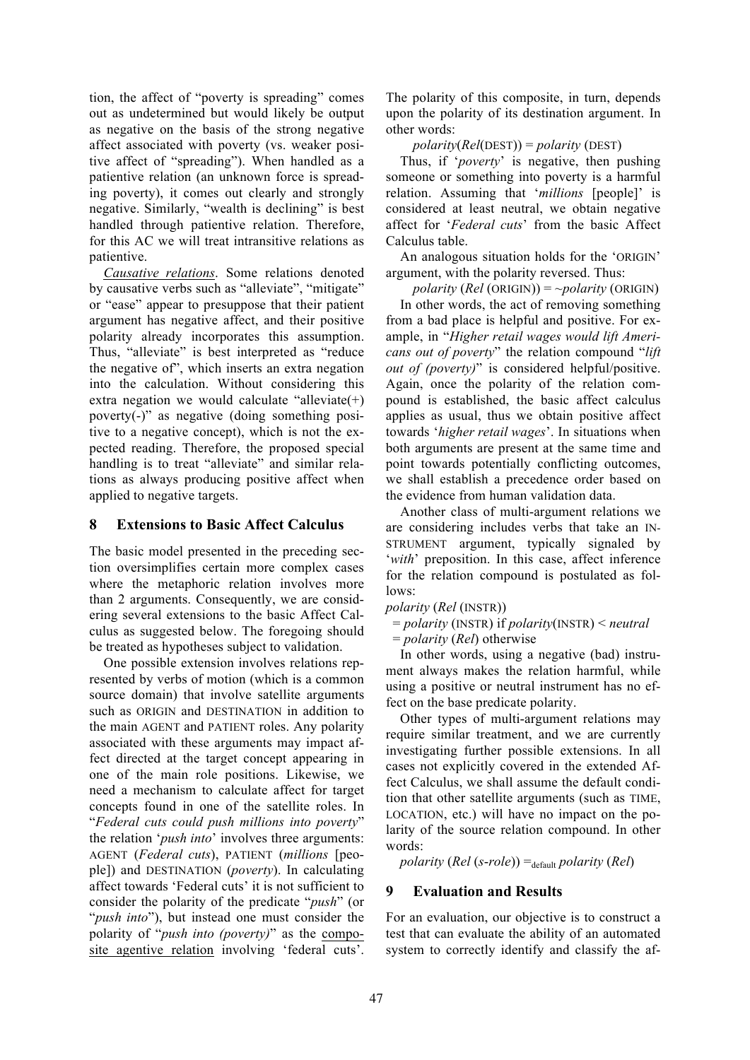tion, the affect of "poverty is spreading" comes out as undetermined but would likely be output as negative on the basis of the strong negative affect associated with poverty (vs. weaker positive affect of "spreading"). When handled as a patientive relation (an unknown force is spreading poverty), it comes out clearly and strongly negative. Similarly, "wealth is declining" is best handled through patientive relation. Therefore, for this AC we will treat intransitive relations as patientive.

*Causative relations*. Some relations denoted by causative verbs such as "alleviate", "mitigate" or "ease" appear to presuppose that their patient argument has negative affect, and their positive polarity already incorporates this assumption. Thus, "alleviate" is best interpreted as "reduce the negative of", which inserts an extra negation into the calculation. Without considering this extra negation we would calculate "alleviate(+) poverty(-)" as negative (doing something positive to a negative concept), which is not the expected reading. Therefore, the proposed special handling is to treat "alleviate" and similar relations as always producing positive affect when applied to negative targets.

## 8 Extensions to Basic Affect Calculus

The basic model presented in the preceding section oversimplifies certain more complex cases where the metaphoric relation involves more than 2 arguments. Consequently, we are considering several extensions to the basic Affect Calculus as suggested below. The foregoing should be treated as hypotheses subject to validation.

One possible extension involves relations represented by verbs of motion (which is a common source domain) that involve satellite arguments such as ORIGIN and DESTINATION in addition to the main AGENT and PATIENT roles. Any polarity associated with these arguments may impact affect directed at the target concept appearing in one of the main role positions. Likewise, we need a mechanism to calculate affect for target concepts found in one of the satellite roles. In "*Federal cuts could push millions into poverty*" the relation '*push into*' involves three arguments: AGENT (*Federal cuts*), PATIENT (*millions* [people]) and DESTINATION (*poverty*). In calculating affect towards 'Federal cuts' it is not sufficient to consider the polarity of the predicate "*push*" (or "*push into*"), but instead one must consider the polarity of "*push into (poverty)*" as the composite agentive relation involving 'federal cuts'. The polarity of this composite, in turn, depends upon the polarity of its destination argument. In other words:

*polarity*(*Rel*(DEST)) = *polarity* (DEST)

Thus, if '*poverty*' is negative, then pushing someone or something into poverty is a harmful relation. Assuming that '*millions* [people]' is considered at least neutral, we obtain negative affect for '*Federal cuts*' from the basic Affect Calculus table.

An analogous situation holds for the 'ORIGIN' argument, with the polarity reversed. Thus:

*polarity* (*Rel* (ORIGIN)) = ~*polarity* (ORIGIN)

In other words, the act of removing something from a bad place is helpful and positive. For example, in "*Higher retail wages would lift Americans out of poverty*" the relation compound "*lift out of (poverty)*" is considered helpful/positive. Again, once the polarity of the relation compound is established, the basic affect calculus applies as usual, thus we obtain positive affect towards '*higher retail wages*'. In situations when both arguments are present at the same time and point towards potentially conflicting outcomes, we shall establish a precedence order based on the evidence from human validation data.

Another class of multi-argument relations we are considering includes verbs that take an INSTRUMENT argument, typically signaled by '*with*' preposition. In this case, affect inference for the relation compound is postulated as follows:

*polarity* (*Rel* (INSTR))
= *polarity* (INSTR) if *polarity*(INSTR) < *neutral*
= *polarity* (*Rel*) otherwise

In other words, using a negative (bad) instrument always makes the relation harmful, while using a positive or neutral instrument has no effect on the base predicate polarity.

Other types of multi-argument relations may require similar treatment, and we are currently investigating further possible extensions. In all cases not explicitly covered in the extended Affect Calculus, we shall assume the default condition that other satellite arguments (such as TIME, LOCATION, etc.) will have no impact on the polarity of the source relation compound. In other words:

*polarity* (*Rel* (*s-role*)) $=_{\text{default}}$ *polarity* (*Rel*)

## 9 Evaluation and Results

For an evaluation, our objective is to construct a test that can evaluate the ability of an automated system to correctly identify and classify the af-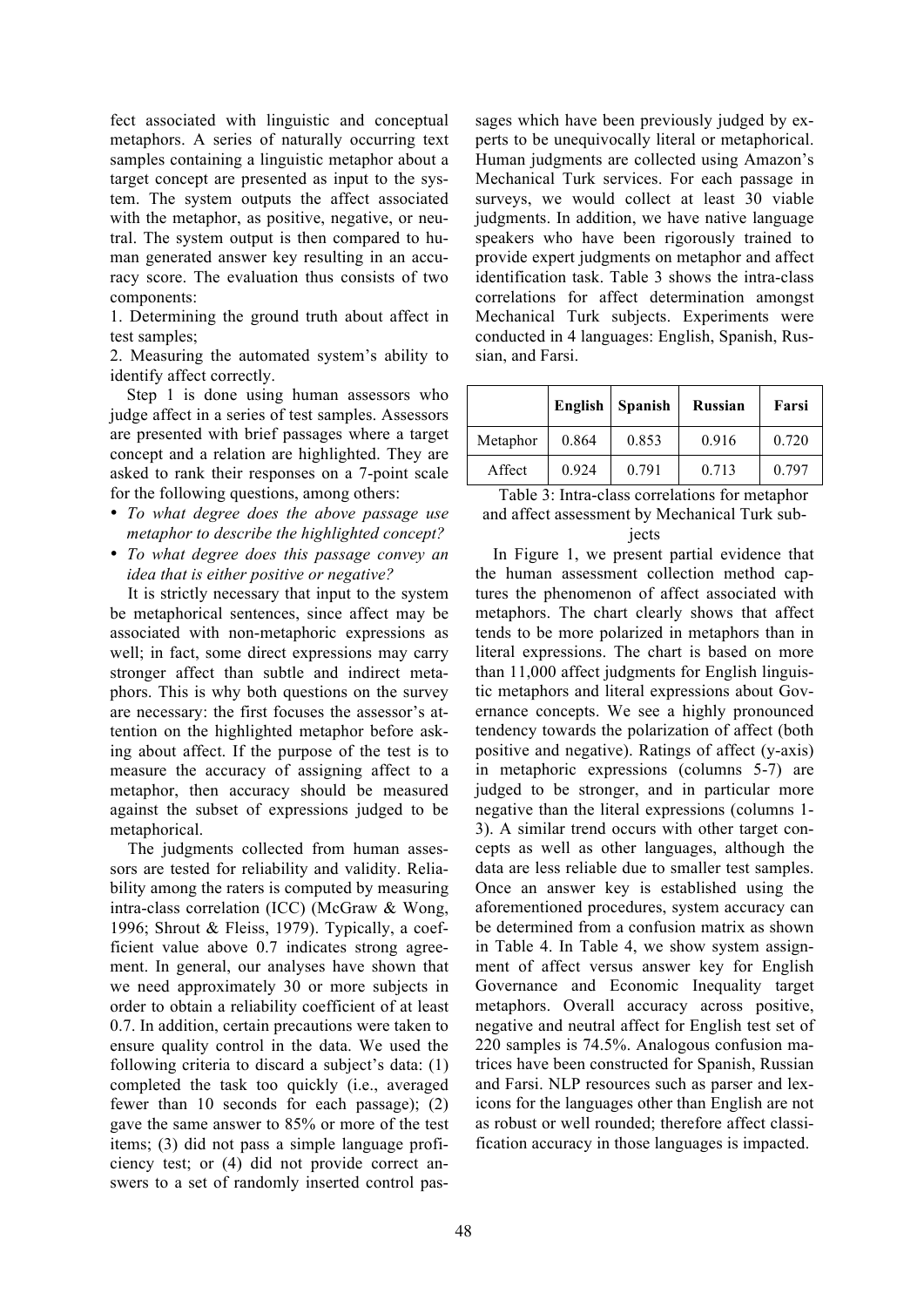fect associated with linguistic and conceptual metaphors. A series of naturally occurring text samples containing a linguistic metaphor about a target concept are presented as input to the system. The system outputs the affect associated with the metaphor, as positive, negative, or neutral. The system output is then compared to human generated answer key resulting in an accuracy score. The evaluation thus consists of two components:

1. Determining the ground truth about affect in test samples;
2. Measuring the automated system's ability to identify affect correctly.

Step 1 is done using human assessors who judge affect in a series of test samples. Assessors are presented with brief passages where a target concept and a relation are highlighted. They are asked to rank their responses on a 7-point scale for the following questions, among others:

- *To what degree does the above passage use metaphor to describe the highlighted concept?*
- *To what degree does this passage convey an idea that is either positive or negative?*

It is strictly necessary that input to the system be metaphorical sentences, since affect may be associated with non-metaphoric expressions as well; in fact, some direct expressions may carry stronger affect than subtle and indirect metaphors. This is why both questions on the survey are necessary: the first focuses the assessor's attention on the highlighted metaphor before asking about affect. If the purpose of the test is to measure the accuracy of assigning affect to a metaphor, then accuracy should be measured against the subset of expressions judged to be metaphorical.

The judgments collected from human assessors are tested for reliability and validity. Reliability among the raters is computed by measuring intra-class correlation (ICC) (McGraw & Wong, 1996; Shrout & Fleiss, 1979). Typically, a coefficient value above 0.7 indicates strong agreement. In general, our analyses have shown that we need approximately 30 or more subjects in order to obtain a reliability coefficient of at least 0.7. In addition, certain precautions were taken to ensure quality control in the data. We used the following criteria to discard a subject's data: (1) completed the task too quickly (i.e., averaged fewer than 10 seconds for each passage); (2) gave the same answer to 85% or more of the test items; (3) did not pass a simple language proficiency test; or (4) did not provide correct answers to a set of randomly inserted control passages which have been previously judged by experts to be unequivocally literal or metaphorical. Human judgments are collected using Amazon's Mechanical Turk services. For each passage in surveys, we would collect at least 30 viable judgments. In addition, we have native language speakers who have been rigorously trained to provide expert judgments on metaphor and affect identification task. Table 3 shows the intra-class correlations for affect determination amongst Mechanical Turk subjects. Experiments were conducted in 4 languages: English, Spanish, Russian, and Farsi.

| | English | Spanish | Russian | Farsi |
|---|---|---|---|---|
| Metaphor | 0.864 | 0.853 | 0.916 | 0.720 |
| Affect | 0.924 | 0.791 | 0.713 | 0.797 |

Table 3: Intra-class correlations for metaphor and affect assessment by Mechanical Turk subjects

In Figure 1, we present partial evidence that the human assessment collection method captures the phenomenon of affect associated with metaphors. The chart clearly shows that affect tends to be more polarized in metaphors than in literal expressions. The chart is based on more than 11,000 affect judgments for English linguistic metaphors and literal expressions about Governance concepts. We see a highly pronounced tendency towards the polarization of affect (both positive and negative). Ratings of affect (y-axis) in metaphoric expressions (columns 5-7) are judged to be stronger, and in particular more negative than the literal expressions (columns 1-3). A similar trend occurs with other target concepts as well as other languages, although the data are less reliable due to smaller test samples. Once an answer key is established using the aforementioned procedures, system accuracy can be determined from a confusion matrix as shown in Table 4. In Table 4, we show system assignment of affect versus answer key for English Governance and Economic Inequality target metaphors. Overall accuracy across positive, negative and neutral affect for English test set of 220 samples is 74.5%. Analogous confusion matrices have been constructed for Spanish, Russian and Farsi. NLP resources such as parser and lexicons for the languages other than English are not as robust or well rounded; therefore affect classification accuracy in those languages is impacted.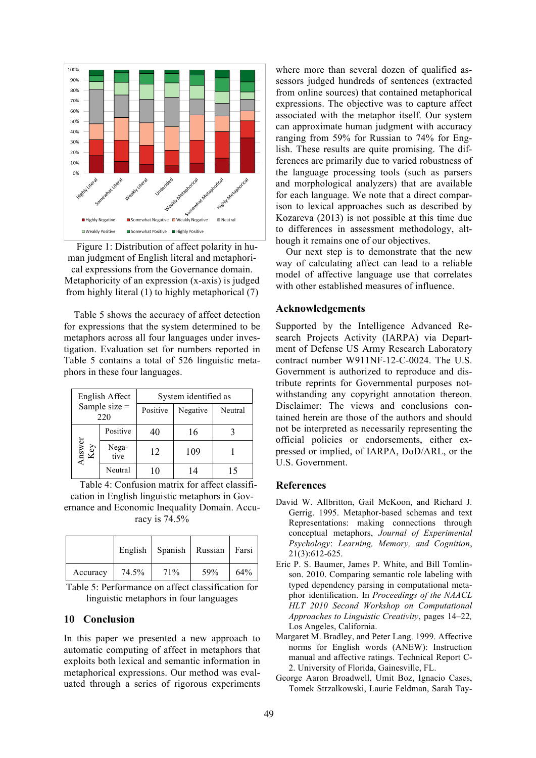100%
90%
80%
70%
60%
50%
40%
30%
20%
10%
0%

Highly Literal
Somewhat Literal
Weakly Literal
Undecided
Weakly Metaphorical
Somewhat Metaphorical
Highly Metaphorical

Highly Negative
Somewhat Negative
Weakly Negative
Neutral
Weakly Positive
Somewhat Positive
Highly Positive

Figure 1: Distribution of affect polarity in human judgment of English literal and metaphorical expressions from the Governance domain. Metaphoricity of an expression (x-axis) is judged from highly literal (1) to highly metaphorical (7)

Table 5 shows the accuracy of affect detection for expressions that the system determined to be metaphors across all four languages under investigation. Evaluation set for numbers reported in Table 5 contains a total of 526 linguistic metaphors in these four languages.

| English Affect Sample size = 220 | | System identified as | | |
|---|---|---|---|---|
| | | Positive | Negative | Neutral |
| Answer Key | Positive | 40 | 16 | 3 |
| | Negative | 12 | 109 | 1 |
| | Neutral | 10 | 14 | 15 |

Table 4: Confusion matrix for affect classification in English linguistic metaphors in Governance and Economic Inequality Domain. Accuracy is 74.5%

| | English | Spanish | Russian | Farsi |
|---|---|---|---|---|
| Accuracy | 74.5% | 71% | 59% | 64% |

Table 5: Performance on affect classification for linguistic metaphors in four languages

## 10 Conclusion

In this paper we presented a new approach to automatic computing of affect in metaphors that exploits both lexical and semantic information in metaphorical expressions. Our method was evaluated through a series of rigorous experiments where more than several dozen of qualified assessors judged hundreds of sentences (extracted from online sources) that contained metaphorical expressions. The objective was to capture affect associated with the metaphor itself. Our system can approximate human judgment with accuracy ranging from 59% for Russian to 74% for English. These results are quite promising. The differences are primarily due to varied robustness of the language processing tools (such as parsers and morphological analyzers) that are available for each language. We note that a direct comparison to lexical approaches such as described by Kozareva (2013) is not possible at this time due to differences in assessment methodology, although it remains one of our objectives.

Our next step is to demonstrate that the new way of calculating affect can lead to a reliable model of affective language use that correlates with other established measures of influence.

## Acknowledgements

Supported by the Intelligence Advanced Research Projects Activity (IARPA) via Department of Defense US Army Research Laboratory contract number W911NF-12-C-0024. The U.S. Government is authorized to reproduce and distribute reprints for Governmental purposes notwithstanding any copyright annotation thereon. Disclaimer: The views and conclusions contained herein are those of the authors and should not be interpreted as necessarily representing the official policies or endorsements, either expressed or implied, of IARPA, DoD/ARL, or the U.S. Government.

## References

David W. Allbritton, Gail McKoon, and Richard J. Gerrig. 1995. Metaphor-based schemas and text Representations: making connections through conceptual metaphors, *Journal of Experimental Psychology: Learning, Memory, and Cognition*, 21(3):612-625.

Eric P. S. Baumer, James P. White, and Bill Tomlinson. 2010. Comparing semantic role labeling with typed dependency parsing in computational metaphor identification. In *Proceedings of the NAACL HLT 2010 Second Workshop on Computational Approaches to Linguistic Creativity*, pages 14–22, Los Angeles, California.

Margaret M. Bradley, and Peter Lang. 1999. Affective norms for English words (ANEW): Instruction manual and affective ratings. Technical Report C-2. University of Florida, Gainesville, FL.

George Aaron Broadwell, Umit Boz, Ignacio Cases, Tomek Strzalkowski, Laurie Feldman, Sarah Tay-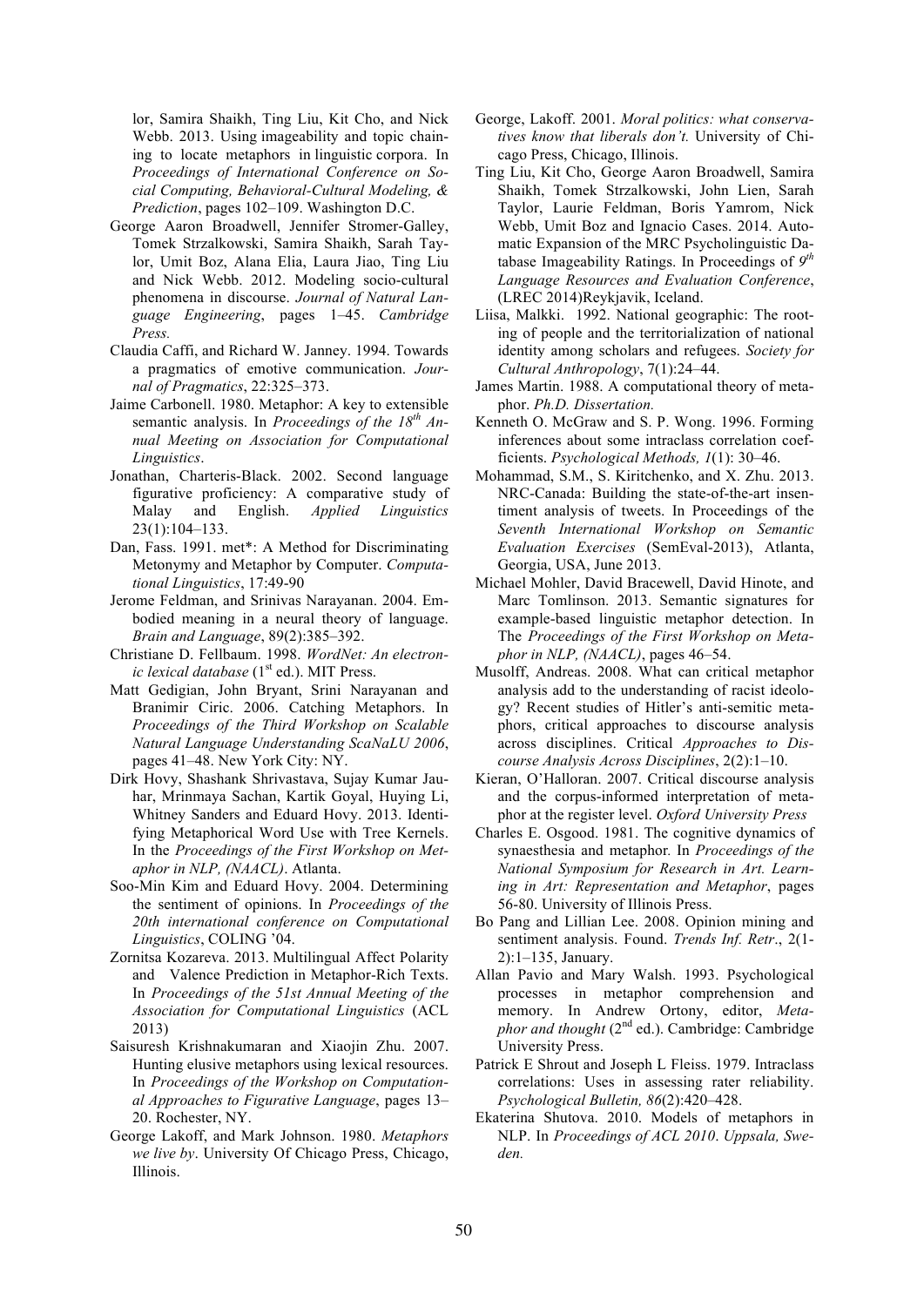lor, Samira Shaikh, Ting Liu, Kit Cho, and Nick Webb. 2013. Using imageability and topic chaining to locate metaphors in linguistic corpora. In *Proceedings of International Conference on Social Computing, Behavioral-Cultural Modeling, & Prediction*, pages 102–109. Washington D.C.

George Aaron Broadwell, Jennifer Stromer-Galley, Tomek Strzalkowski, Samira Shaikh, Sarah Taylor, Umit Boz, Alana Elia, Laura Jiao, Ting Liu and Nick Webb. 2012. Modeling socio-cultural phenomena in discourse. *Journal of Natural Language Engineering*, pages 1–45. *Cambridge Press.*

Claudia Caffi, and Richard W. Janney. 1994. Towards a pragmatics of emotive communication. *Journal of Pragmatics*, 22:325–373.

Jaime Carbonell. 1980. Metaphor: A key to extensible semantic analysis. In *Proceedings of the 18th Annual Meeting on Association for Computational Linguistics*.

Jonathan, Charteris-Black. 2002. Second language figurative proficiency: A comparative study of Malay and English. *Applied Linguistics* 23(1):104–133.

Dan, Fass. 1991. met*: A Method for Discriminating Metonymy and Metaphor by Computer. *Computational Linguistics*, 17:49-90

Jerome Feldman, and Srinivas Narayanan. 2004. Embodied meaning in a neural theory of language. *Brain and Language*, 89(2):385–392.

Christiane D. Fellbaum. 1998. *WordNet: An electronic lexical database* (1st ed.). MIT Press.

Matt Gedigian, John Bryant, Srini Narayanan and Branimir Ciric. 2006. Catching Metaphors. In *Proceedings of the Third Workshop on Scalable Natural Language Understanding ScaNaLU 2006*, pages 41–48. New York City: NY.

Dirk Hovy, Shashank Shrivastava, Sujay Kumar Jauhar, Mrinmaya Sachan, Kartik Goyal, Huying Li, Whitney Sanders and Eduard Hovy. 2013. Identifying Metaphorical Word Use with Tree Kernels. In the *Proceedings of the First Workshop on Metaphor in NLP, (NAACL)*. Atlanta.

Soo-Min Kim and Eduard Hovy. 2004. Determining the sentiment of opinions. In *Proceedings of the 20th international conference on Computational Linguistics*, COLING '04.

Zornitsa Kozareva. 2013. Multilingual Affect Polarity and Valence Prediction in Metaphor-Rich Texts. In *Proceedings of the 51st Annual Meeting of the Association for Computational Linguistics* (ACL 2013)

Saisuresh Krishnakumaran and Xiaojin Zhu. 2007. Hunting elusive metaphors using lexical resources. In *Proceedings of the Workshop on Computational Approaches to Figurative Language*, pages 13–20. Rochester, NY.

George Lakoff, and Mark Johnson. 1980. *Metaphors we live by*. University Of Chicago Press, Chicago, Illinois.

George, Lakoff. 2001. *Moral politics: what conservatives know that liberals don't.* University of Chicago Press, Chicago, Illinois.

Ting Liu, Kit Cho, George Aaron Broadwell, Samira Shaikh, Tomek Strzalkowski, John Lien, Sarah Taylor, Laurie Feldman, Boris Yamrom, Nick Webb, Umit Boz and Ignacio Cases. 2014. Automatic Expansion of the MRC Psycholinguistic Database Imageability Ratings. In Proceedings of *9th Language Resources and Evaluation Conference*, (LREC 2014)Reykjavik, Iceland.

Liisa, Malkki. 1992. National geographic: The rooting of people and the territorialization of national identity among scholars and refugees. *Society for Cultural Anthropology*, 7(1):24–44.

James Martin. 1988. A computational theory of metaphor. *Ph.D. Dissertation.*

Kenneth O. McGraw and S. P. Wong. 1996. Forming inferences about some intraclass correlation coefficients. *Psychological Methods, 1*(1): 30–46.

Mohammad, S.M., S. Kiritchenko, and X. Zhu. 2013. NRC-Canada: Building the state-of-the-art insentiment analysis of tweets. In Proceedings of the *Seventh International Workshop on Semantic Evaluation Exercises* (SemEval-2013), Atlanta, Georgia, USA, June 2013.

Michael Mohler, David Bracewell, David Hinote, and Marc Tomlinson. 2013. Semantic signatures for example-based linguistic metaphor detection. In The *Proceedings of the First Workshop on Metaphor in NLP, (NAACL)*, pages 46–54.

Musolff, Andreas. 2008. What can critical metaphor analysis add to the understanding of racist ideology? Recent studies of Hitler's anti-semitic metaphors, critical approaches to discourse analysis across disciplines. Critical *Approaches to Discourse Analysis Across Disciplines*, 2(2):1–10.

Kieran, O'Halloran. 2007. Critical discourse analysis and the corpus-informed interpretation of metaphor at the register level. *Oxford University Press*

Charles E. Osgood. 1981. The cognitive dynamics of synaesthesia and metaphor. In *Proceedings of the National Symposium for Research in Art. Learning in Art: Representation and Metaphor*, pages 56-80. University of Illinois Press.

Bo Pang and Lillian Lee. 2008. Opinion mining and sentiment analysis. Found. *Trends Inf. Retr*., 2(1-2):1–135, January.

Allan Pavio and Mary Walsh. 1993. Psychological processes in metaphor comprehension and memory. In Andrew Ortony, editor, *Metaphor and thought* (2nd ed.). Cambridge: Cambridge University Press.

Patrick E Shrout and Joseph L Fleiss. 1979. Intraclass correlations: Uses in assessing rater reliability. *Psychological Bulletin, 86*(2):420–428.

Ekaterina Shutova. 2010. Models of metaphors in NLP. In *Proceedings of ACL 2010*. *Uppsala, Sweden.*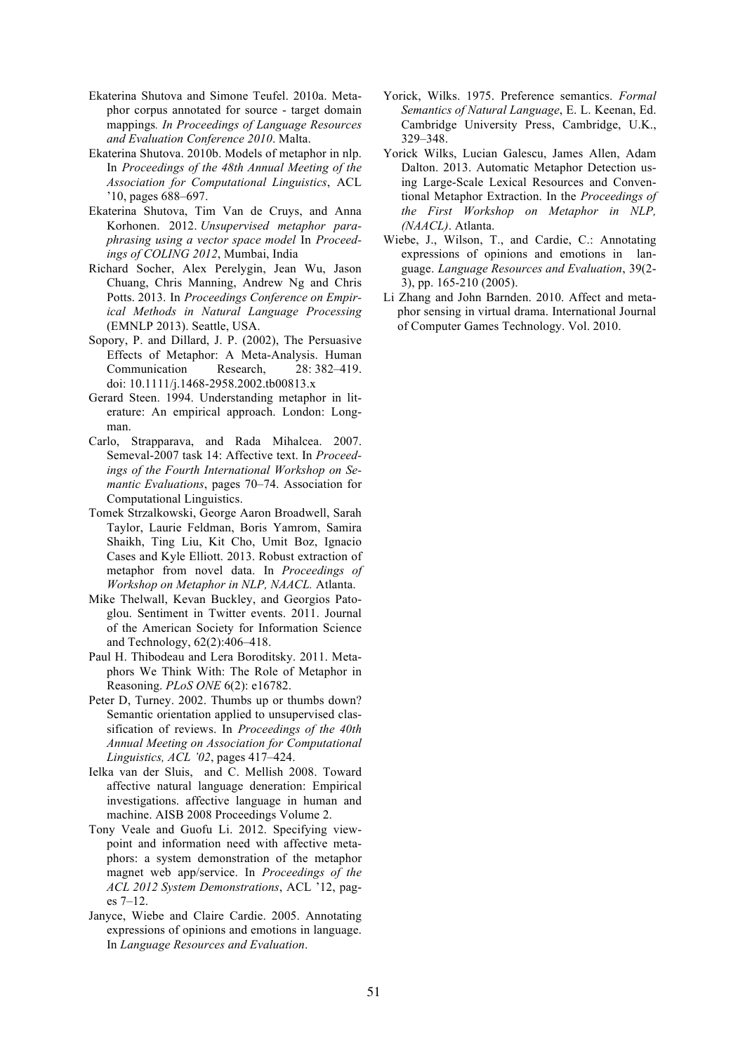Ekaterina Shutova and Simone Teufel. 2010a. Metaphor corpus annotated for source - target domain mappings*. In Proceedings of Language Resources and Evaluation Conference 2010*. Malta.

Ekaterina Shutova. 2010b. Models of metaphor in nlp. In *Proceedings of the 48th Annual Meeting of the Association for Computational Linguistics*, ACL '10, pages 688–697.

Ekaterina Shutova, Tim Van de Cruys, and Anna Korhonen. 2012. *Unsupervised metaphor paraphrasing using a vector space model* In *Proceedings of COLING 2012*, Mumbai, India

Richard Socher, Alex Perelygin, Jean Wu, Jason Chuang, Chris Manning, Andrew Ng and Chris Potts. 2013. In *Proceedings Conference on Empirical Methods in Natural Language Processing* (EMNLP 2013). Seattle, USA.

Sopory, P. and Dillard, J. P. (2002), The Persuasive Effects of Metaphor: A Meta-Analysis. Human Communication Research, 28: 382–419. doi: 10.1111/j.1468-2958.2002.tb00813.x

Gerard Steen. 1994. Understanding metaphor in literature: An empirical approach. London: Longman.

Carlo, Strapparava, and Rada Mihalcea. 2007. Semeval-2007 task 14: Affective text. In *Proceedings of the Fourth International Workshop on Semantic Evaluations*, pages 70–74. Association for Computational Linguistics.

Tomek Strzalkowski, George Aaron Broadwell, Sarah Taylor, Laurie Feldman, Boris Yamrom, Samira Shaikh, Ting Liu, Kit Cho, Umit Boz, Ignacio Cases and Kyle Elliott. 2013. Robust extraction of metaphor from novel data. In *Proceedings of Workshop on Metaphor in NLP, NAACL.* Atlanta.

Mike Thelwall, Kevan Buckley, and Georgios Paltoglou. Sentiment in Twitter events. 2011. Journal of the American Society for Information Science and Technology, 62(2):406–418.

Paul H. Thibodeau and Lera Boroditsky. 2011. Metaphors We Think With: The Role of Metaphor in Reasoning. *PLoS ONE* 6(2): e16782.

Peter D, Turney. 2002. Thumbs up or thumbs down? Semantic orientation applied to unsupervised classification of reviews. In *Proceedings of the 40th Annual Meeting on Association for Computational Linguistics, ACL '02*, pages 417–424.

Ielka van der Sluis, and C. Mellish 2008. Toward affective natural language deneration: Empirical investigations. affective language in human and machine. AISB 2008 Proceedings Volume 2.

Tony Veale and Guofu Li. 2012. Specifying viewpoint and information need with affective metaphors: a system demonstration of the metaphor magnet web app/service. In *Proceedings of the ACL 2012 System Demonstrations*, ACL '12, pages 7–12.

Janyce, Wiebe and Claire Cardie. 2005. Annotating expressions of opinions and emotions in language. In *Language Resources and Evaluation*.

Yorick, Wilks. 1975. Preference semantics. *Formal Semantics of Natural Language*, E. L. Keenan, Ed. Cambridge University Press, Cambridge, U.K., 329–348.

Yorick Wilks, Lucian Galescu, James Allen, Adam Dalton. 2013. Automatic Metaphor Detection using Large-Scale Lexical Resources and Conventional Metaphor Extraction. In the *Proceedings of the First Workshop on Metaphor in NLP, (NAACL)*. Atlanta.

Wiebe, J., Wilson, T., and Cardie, C.: Annotating expressions of opinions and emotions in language. *Language Resources and Evaluation*, 39(2-3), pp. 165-210 (2005).

Li Zhang and John Barnden. 2010. Affect and metaphor sensing in virtual drama. International Journal of Computer Games Technology. Vol. 2010.